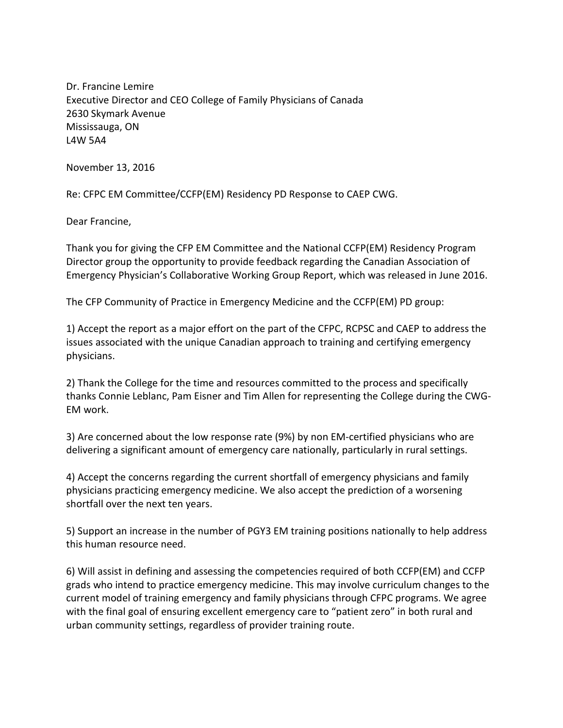Dr. Francine Lemire
Executive Director and CEO College of Family Physicians of Canada
2630 Skymark Avenue
Mississauga, ON
L4W 5A4

November 13, 2016

Re: CFPC EM Committee/CCFP(EM) Residency PD Response to CAEP CWG.

Dear Francine,

Thank you for giving the CFP EM Committee and the National CCFP(EM) Residency Program Director group the opportunity to provide feedback regarding the Canadian Association of Emergency Physician's Collaborative Working Group Report, which was released in June 2016.

The CFP Community of Practice in Emergency Medicine and the CCFP(EM) PD group:

1) Accept the report as a major effort on the part of the CFPC, RCPSC and CAEP to address the issues associated with the unique Canadian approach to training and certifying emergency physicians.

2) Thank the College for the time and resources committed to the process and specifically thanks Connie Leblanc, Pam Eisner and Tim Allen for representing the College during the CWG-EM work.

3) Are concerned about the low response rate (9%) by non EM-certified physicians who are delivering a significant amount of emergency care nationally, particularly in rural settings.

4) Accept the concerns regarding the current shortfall of emergency physicians and family physicians practicing emergency medicine. We also accept the prediction of a worsening shortfall over the next ten years.

5) Support an increase in the number of PGY3 EM training positions nationally to help address this human resource need.

6) Will assist in defining and assessing the competencies required of both CCFP(EM) and CCFP grads who intend to practice emergency medicine. This may involve curriculum changes to the current model of training emergency and family physicians through CFPC programs. We agree with the final goal of ensuring excellent emergency care to "patient zero" in both rural and urban community settings, regardless of provider training route.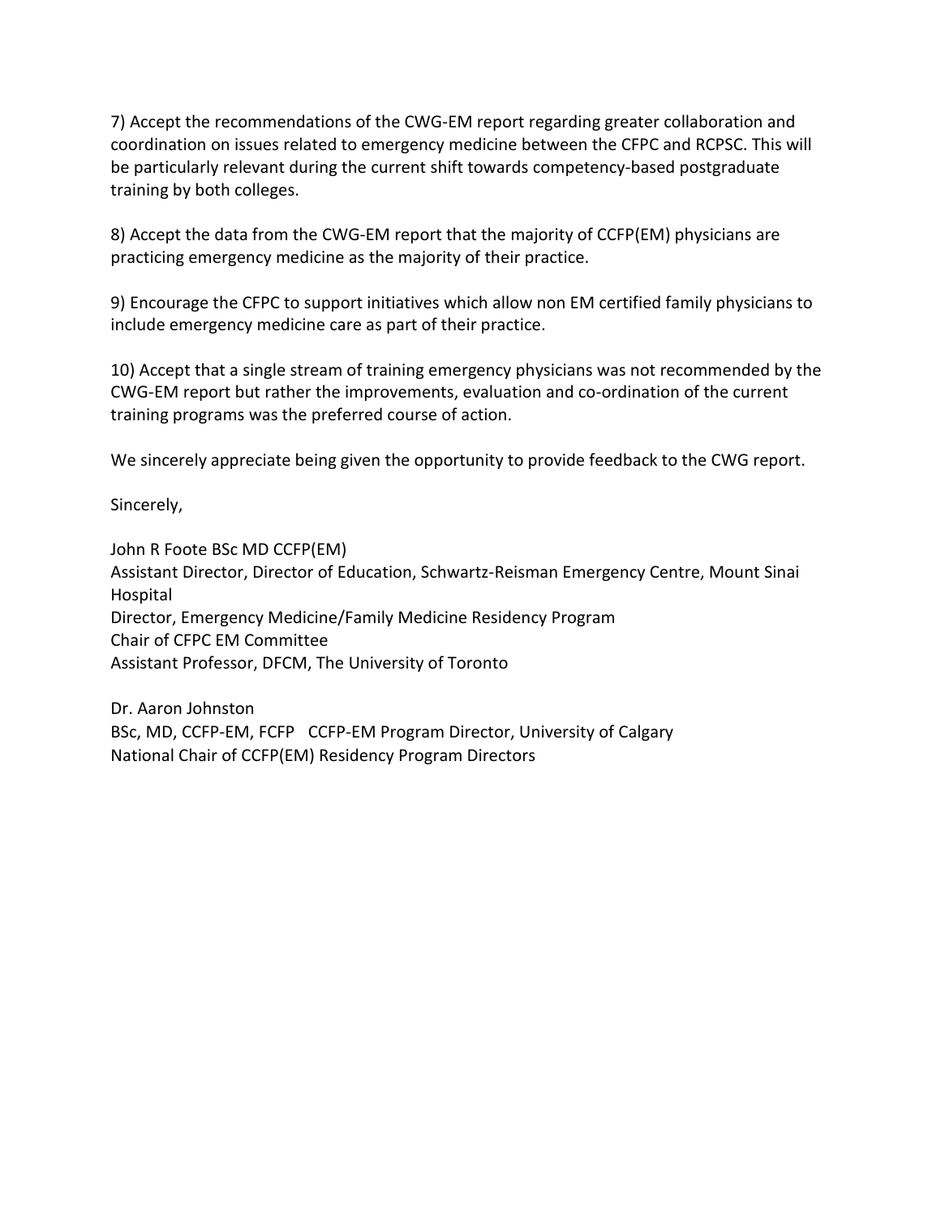7) Accept the recommendations of the CWG-EM report regarding greater collaboration and coordination on issues related to emergency medicine between the CFPC and RCPSC. This will be particularly relevant during the current shift towards competency-based postgraduate training by both colleges.

8) Accept the data from the CWG-EM report that the majority of CCFP(EM) physicians are practicing emergency medicine as the majority of their practice.

9) Encourage the CFPC to support initiatives which allow non EM certified family physicians to include emergency medicine care as part of their practice.

10) Accept that a single stream of training emergency physicians was not recommended by the CWG-EM report but rather the improvements, evaluation and co-ordination of the current training programs was the preferred course of action.

We sincerely appreciate being given the opportunity to provide feedback to the CWG report.

Sincerely,

John R Foote BSc MD CCFP(EM)
Assistant Director, Director of Education, Schwartz-Reisman Emergency Centre, Mount Sinai Hospital
Director, Emergency Medicine/Family Medicine Residency Program
Chair of CFPC EM Committee
Assistant Professor, DFCM, The University of Toronto

Dr. Aaron Johnston
BSc, MD, CCFP-EM, FCFP CCFP-EM Program Director, University of Calgary
National Chair of CCFP(EM) Residency Program Directors